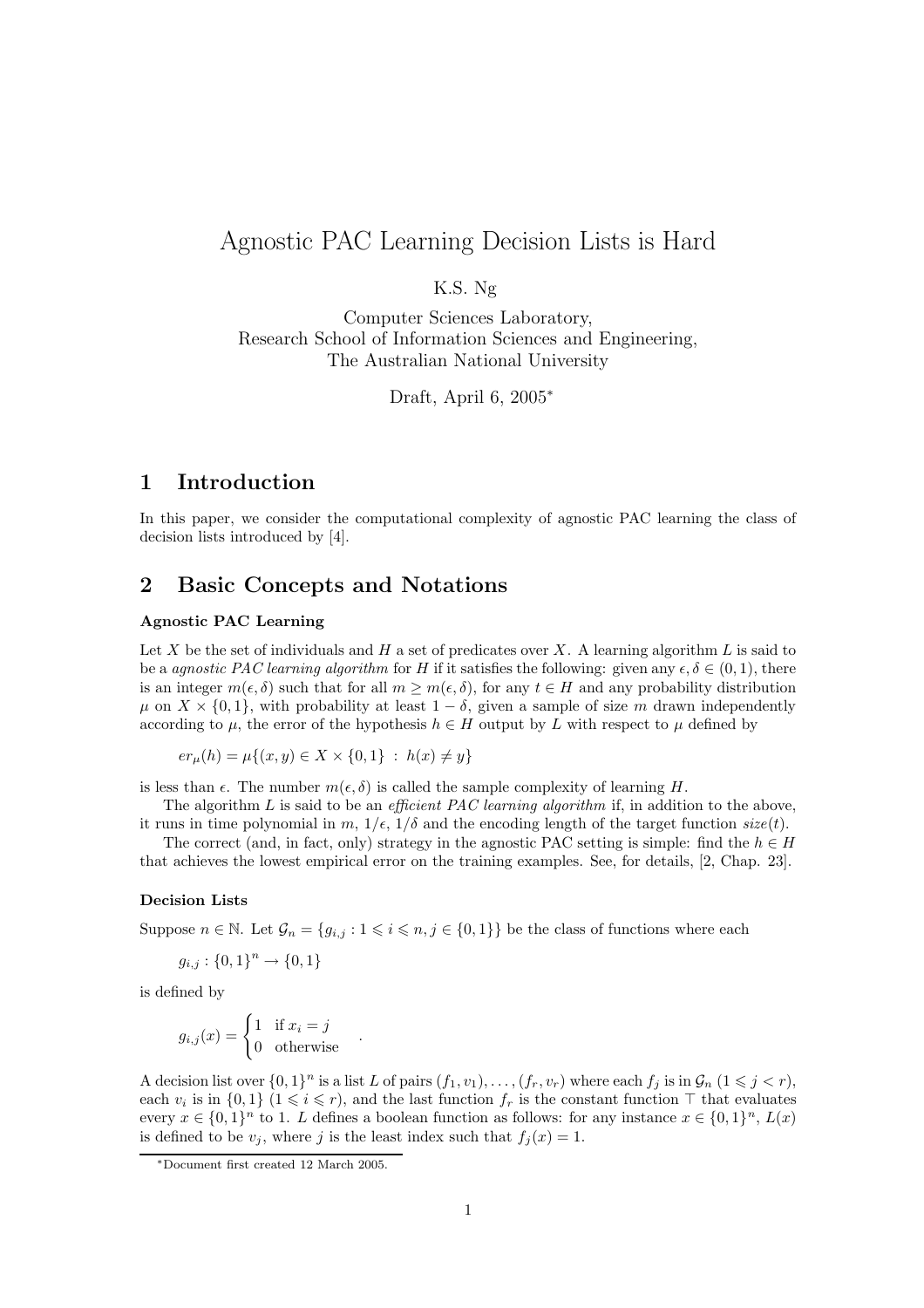# Agnostic PAC Learning Decision Lists is Hard

K.S. Ng

Computer Sciences Laboratory,
Research School of Information Sciences and Engineering,
The Australian National University

Draft, April 6, 2005*

## 1 Introduction

In this paper, we consider the computational complexity of agnostic PAC learning the class of decision lists introduced by [4].

## 2 Basic Concepts and Notations

### Agnostic PAC Learning

Let $X$ be the set of individuals and $H$ a set of predicates over $X$. A learning algorithm $L$ is said to be a *agnostic PAC learning algorithm* for $H$ if it satisfies the following: given any $\epsilon, \delta \in (0, 1)$, there is an integer $m(\epsilon, \delta)$ such that for all $m \geq m(\epsilon, \delta)$, for any $t \in H$ and any probability distribution $\mu$ on $X \times \{0, 1\}$, with probability at least $1 - \delta$, given a sample of size $m$ drawn independently according to $\mu$, the error of the hypothesis $h \in H$ output by $L$ with respect to $\mu$ defined by

$$er_\mu(h) = \mu\{(x, y) \in X \times \{0, 1\} \;:\; h(x) \neq y\}$$

is less than $\epsilon$. The number $m(\epsilon, \delta)$ is called the sample complexity of learning $H$.

The algorithm $L$ is said to be an *efficient PAC learning algorithm* if, in addition to the above, it runs in time polynomial in $m$, $1/\epsilon$, $1/\delta$ and the encoding length of the target function $size(t)$.

The correct (and, in fact, only) strategy in the agnostic PAC setting is simple: find the $h \in H$ that achieves the lowest empirical error on the training examples. See, for details, [2, Chap. 23].

### Decision Lists

Suppose $n \in \mathbb{N}$. Let $\mathcal{G}_n = \{g_{i,j} : 1 \leqslant i \leqslant n, j \in \{0, 1\}\}$ be the class of functions where each

$$g_{i,j} : \{0, 1\}^n \rightarrow \{0, 1\}$$

is defined by

$$g_{i,j}(x) = \begin{cases} 1 & \text{if } x_i = j \\ 0 & \text{otherwise} \end{cases} .$$

A decision list over $\{0, 1\}^n$ is a list $L$ of pairs $(f_1, v_1), \ldots, (f_r, v_r)$ where each $f_j$ is in $\mathcal{G}_n$ ($1 \leqslant j < r$), each $v_i$ is in $\{0, 1\}$ ($1 \leqslant i \leqslant r$), and the last function $f_r$ is the constant function $\top$ that evaluates every $x \in \{0, 1\}^n$ to 1. $L$ defines a boolean function as follows: for any instance $x \in \{0, 1\}^n$, $L(x)$ is defined to be $v_j$, where $j$ is the least index such that $f_j(x) = 1$.

*Document first created 12 March 2005.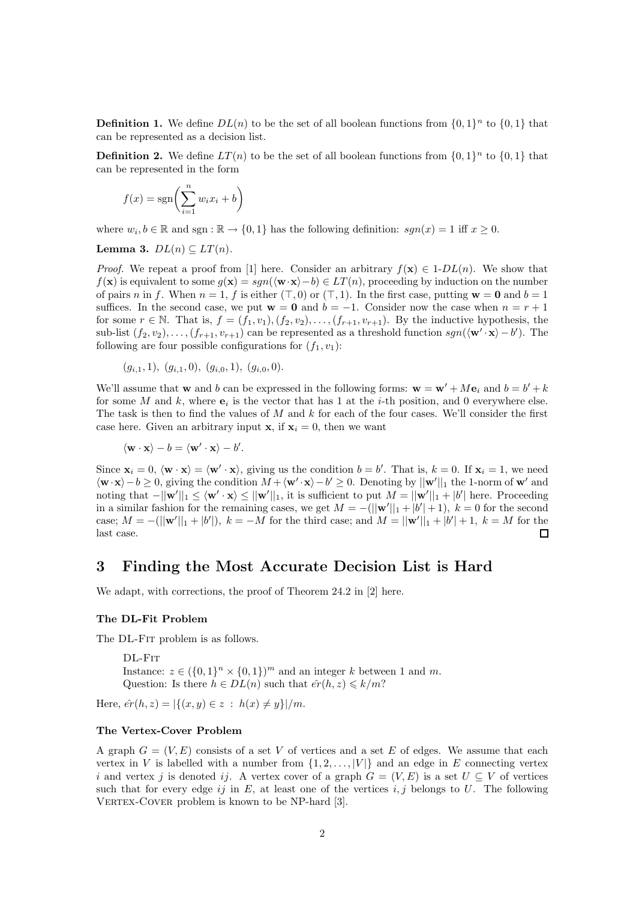**Definition 1.** We define $DL(n)$ to be the set of all boolean functions from $\{0,1\}^n$ to $\{0,1\}$ that can be represented as a decision list.

**Definition 2.** We define $LT(n)$ to be the set of all boolean functions from $\{0,1\}^n$ to $\{0,1\}$ that can be represented in the form

$$f(x) = \text{sgn}\bigg(\sum_{i=1}^{n} w_i x_i + b\bigg)$$

where $w_i, b \in \mathbb{R}$ and $\text{sgn} : \mathbb{R} \to \{0,1\}$ has the following definition: $sgn(x) = 1$ iff $x \geq 0$.

**Lemma 3.** $DL(n) \subseteq LT(n)$.

*Proof.* We repeat a proof from [1] here. Consider an arbitrary $f(\mathbf{x}) \in 1\text{-}DL(n)$. We show that $f(\mathbf{x})$ is equivalent to some $g(\mathbf{x}) = sgn(\langle \mathbf{w} \cdot \mathbf{x} \rangle - b) \in LT(n)$, proceeding by induction on the number of pairs $n$ in $f$. When $n = 1$, $f$ is either $(\top, 0)$ or $(\top, 1)$. In the first case, putting $\mathbf{w} = \mathbf{0}$ and $b = 1$ suffices. In the second case, we put $\mathbf{w} = \mathbf{0}$ and $b = -1$. Consider now the case when $n = r + 1$ for some $r \in \mathbb{N}$. That is, $f = (f_1, v_1), (f_2, v_2), \ldots, (f_{r+1}, v_{r+1})$. By the inductive hypothesis, the sub-list $(f_2, v_2), \ldots, (f_{r+1}, v_{r+1})$ can be represented as a threshold function $sgn(\langle \mathbf{w}' \cdot \mathbf{x} \rangle - b')$. The following are four possible configurations for $(f_1, v_1)$:

$$(g_{i,1}, 1),\ (g_{i,1}, 0),\ (g_{i,0}, 1),\ (g_{i,0}, 0).$$

We'll assume that $\mathbf{w}$ and $b$ can be expressed in the following forms: $\mathbf{w} = \mathbf{w}' + M\mathbf{e}_i$ and $b = b' + k$ for some $M$ and $k$, where $\mathbf{e}_i$ is the vector that has 1 at the $i$-th position, and 0 everywhere else. The task is then to find the values of $M$ and $k$ for each of the four cases. We'll consider the first case here. Given an arbitrary input $\mathbf{x}$, if $\mathbf{x}_i = 0$, then we want

$$\langle \mathbf{w} \cdot \mathbf{x} \rangle - b = \langle \mathbf{w}' \cdot \mathbf{x} \rangle - b'.$$

Since $\mathbf{x}_i = 0$, $\langle \mathbf{w} \cdot \mathbf{x} \rangle = \langle \mathbf{w}' \cdot \mathbf{x} \rangle$, giving us the condition $b = b'$. That is, $k = 0$. If $\mathbf{x}_i = 1$, we need $\langle \mathbf{w} \cdot \mathbf{x} \rangle - b \geq 0$, giving the condition $M + \langle \mathbf{w}' \cdot \mathbf{x} \rangle - b' \geq 0$. Denoting by $||\mathbf{w}'||_1$ the 1-norm of $\mathbf{w}'$ and noting that $-||\mathbf{w}'||_1 \leq \langle \mathbf{w}' \cdot \mathbf{x} \rangle \leq ||\mathbf{w}'||_1$, it is sufficient to put $M = ||\mathbf{w}'||_1 + |b'|$ here. Proceeding in a similar fashion for the remaining cases, we get $M = -(||\mathbf{w}'||_1 + |b'| + 1)$, $k = 0$ for the second case; $M = -(||\mathbf{w}'||_1 + |b'|)$, $k = -M$ for the third case; and $M = ||\mathbf{w}'||_1 + |b'| + 1$, $k = M$ for the last case. □

# 3 Finding the Most Accurate Decision List is Hard

We adapt, with corrections, the proof of Theorem 24.2 in [2] here.

### The DL-Fit Problem

The DL-Fit problem is as follows.

> DL-Fit
> Instance: $z \in (\{0,1\}^n \times \{0,1\})^m$ and an integer $k$ between 1 and $m$.
> Question: Is there $h \in DL(n)$ such that $\hat{er}(h, z) \leqslant k/m$?

Here, $\hat{er}(h, z) = |\{(x, y) \in z \ :\ h(x) \neq y\}|/m$.

### The Vertex-Cover Problem

A graph $G = (V, E)$ consists of a set $V$ of vertices and a set $E$ of edges. We assume that each vertex in $V$ is labelled with a number from $\{1, 2, \ldots, |V|\}$ and an edge in $E$ connecting vertex $i$ and vertex $j$ is denoted $ij$. A vertex cover of a graph $G = (V, E)$ is a set $U \subseteq V$ of vertices such that for every edge $ij$ in $E$, at least one of the vertices $i, j$ belongs to $U$. The following Vertex-Cover problem is known to be NP-hard [3].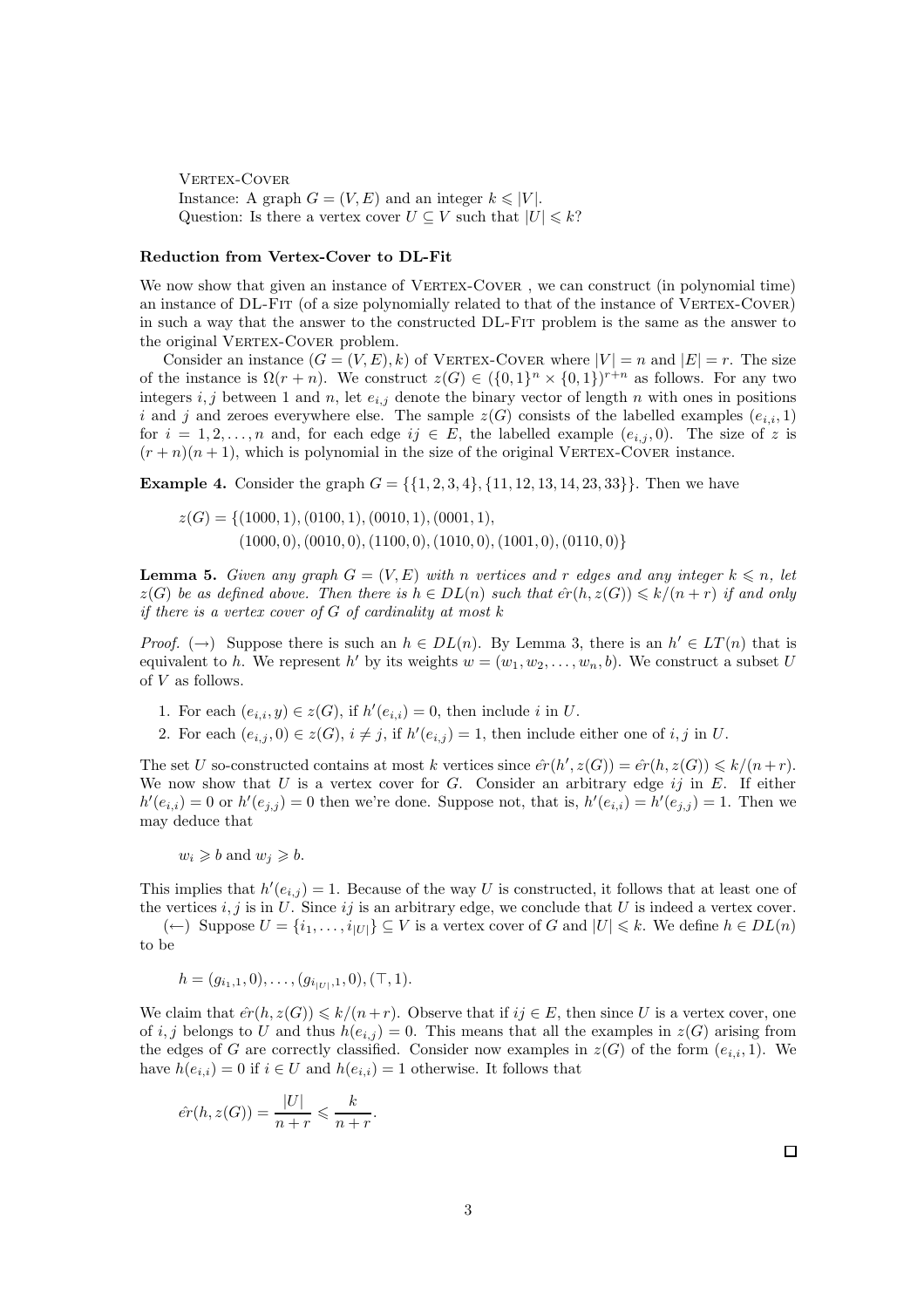Vertex-Cover
Instance: A graph $G = (V, E)$ and an integer $k \leqslant |V|$.
Question: Is there a vertex cover $U \subseteq V$ such that $|U| \leqslant k$?

**Reduction from Vertex-Cover to DL-Fit**

We now show that given an instance of Vertex-Cover , we can construct (in polynomial time) an instance of DL-Fit (of a size polynomially related to that of the instance of Vertex-Cover) in such a way that the answer to the constructed DL-Fit problem is the same as the answer to the original Vertex-Cover problem.

Consider an instance $(G = (V, E), k)$ of Vertex-Cover where $|V| = n$ and $|E| = r$. The size of the instance is $\Omega(r + n)$. We construct $z(G) \in (\{0,1\}^n \times \{0,1\})^{r+n}$ as follows. For any two integers $i, j$ between 1 and $n$, let $e_{i,j}$ denote the binary vector of length $n$ with ones in positions $i$ and $j$ and zeroes everywhere else. The sample $z(G)$ consists of the labelled examples $(e_{i,i}, 1)$ for $i = 1, 2, \ldots, n$ and, for each edge $ij \in E$, the labelled example $(e_{i,j}, 0)$. The size of $z$ is $(r + n)(n + 1)$, which is polynomial in the size of the original Vertex-Cover instance.

**Example 4.** Consider the graph $G = \{\{1, 2, 3, 4\}, \{11, 12, 13, 14, 23, 33\}\}$. Then we have

$$
\begin{aligned}
z(G) = \{&(1000, 1), (0100, 1), (0010, 1), (0001, 1), \\
&(1000, 0), (0010, 0), (1100, 0), (1010, 0), (1001, 0), (0110, 0)\}
\end{aligned}
$$

**Lemma 5.** *Given any graph $G = (V, E)$ with $n$ vertices and $r$ edges and any integer $k \leqslant n$, let $z(G)$ be as defined above. Then there is $h \in DL(n)$ such that $\hat{er}(h, z(G)) \leqslant k/(n + r)$ if and only if there is a vertex cover of $G$ of cardinality at most $k$*

*Proof.* $(\rightarrow)$ Suppose there is such an $h \in DL(n)$. By Lemma 3, there is an $h' \in LT(n)$ that is equivalent to $h$. We represent $h'$ by its weights $w = (w_1, w_2, \ldots, w_n, b)$. We construct a subset $U$ of $V$ as follows.

1. For each $(e_{i,i}, y) \in z(G)$, if $h'(e_{i,i}) = 0$, then include $i$ in $U$.
2. For each $(e_{i,j}, 0) \in z(G)$, $i \neq j$, if $h'(e_{i,j}) = 1$, then include either one of $i, j$ in $U$.

The set $U$ so-constructed contains at most $k$ vertices since $\hat{er}(h', z(G)) = \hat{er}(h, z(G)) \leqslant k/(n + r)$. We now show that $U$ is a vertex cover for $G$. Consider an arbitrary edge $ij$ in $E$. If either $h'(e_{i,i}) = 0$ or $h'(e_{j,j}) = 0$ then we're done. Suppose not, that is, $h'(e_{i,i}) = h'(e_{j,j}) = 1$. Then we may deduce that

$$w_i \geqslant b \text{ and } w_j \geqslant b.$$

This implies that $h'(e_{i,j}) = 1$. Because of the way $U$ is constructed, it follows that at least one of the vertices $i, j$ is in $U$. Since $ij$ is an arbitrary edge, we conclude that $U$ is indeed a vertex cover.

$(\leftarrow)$ Suppose $U = \{i_1, \ldots, i_{|U|}\} \subseteq V$ is a vertex cover of $G$ and $|U| \leqslant k$. We define $h \in DL(n)$ to be

$$h = (g_{i_1,1}, 0), \ldots, (g_{i_{|U|},1}, 0), (\top, 1).$$

We claim that $\hat{er}(h, z(G)) \leqslant k/(n+r)$. Observe that if $ij \in E$, then since $U$ is a vertex cover, one of $i, j$ belongs to $U$ and thus $h(e_{i,j}) = 0$. This means that all the examples in $z(G)$ arising from the edges of $G$ are correctly classified. Consider now examples in $z(G)$ of the form $(e_{i,i}, 1)$. We have $h(e_{i,i}) = 0$ if $i \in U$ and $h(e_{i,i}) = 1$ otherwise. It follows that

$$\hat{er}(h, z(G)) = \frac{|U|}{n + r} \leqslant \frac{k}{n + r}.$$

□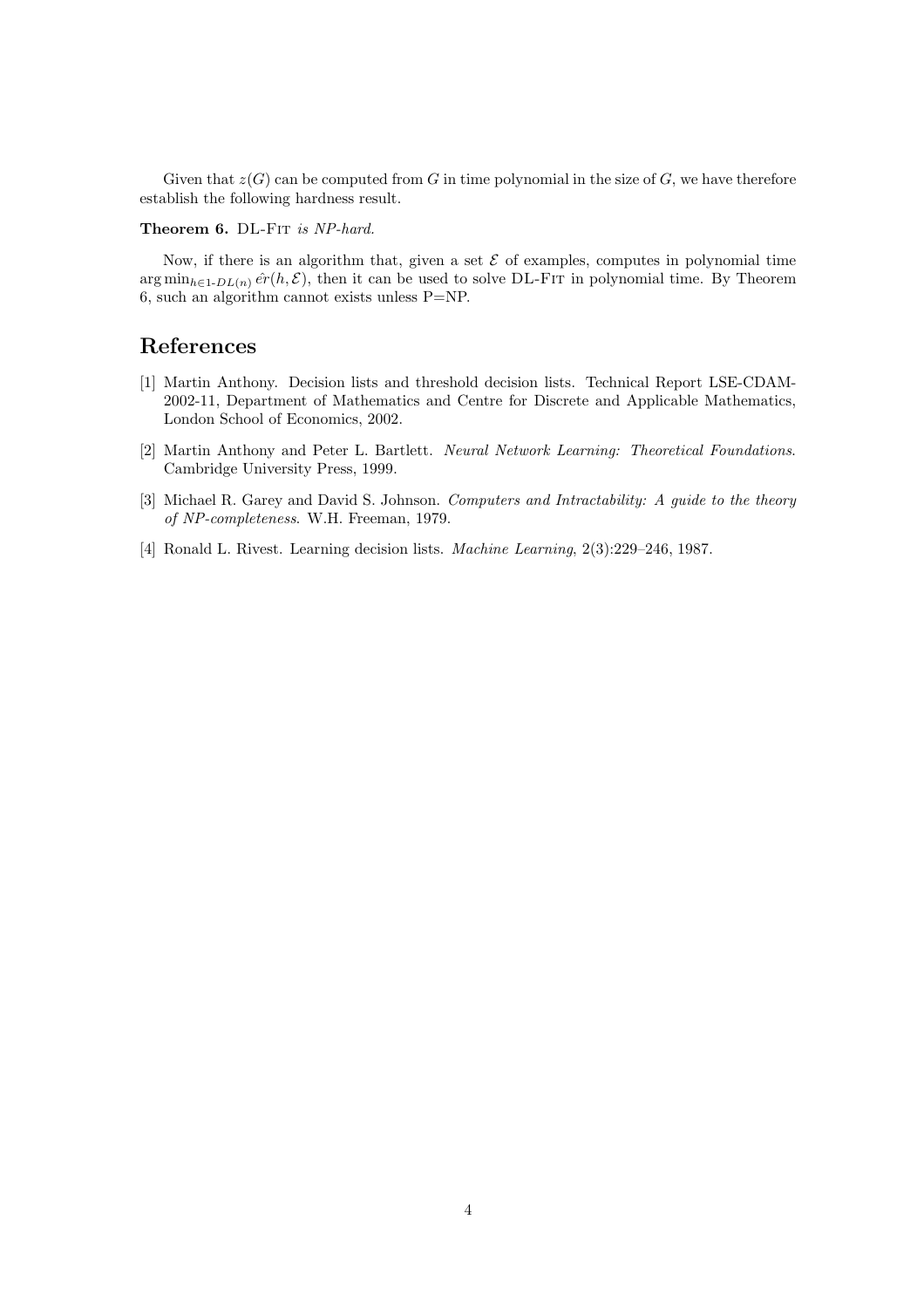Given that $z(G)$ can be computed from $G$ in time polynomial in the size of $G$, we have therefore establish the following hardness result.

**Theorem 6.** DL-Fit *is NP-hard.*

Now, if there is an algorithm that, given a set $\mathcal{E}$ of examples, computes in polynomial time $\arg\min_{h \in 1\text{-}DL(n)} \hat{er}(h, \mathcal{E})$, then it can be used to solve DL-Fit in polynomial time. By Theorem 6, such an algorithm cannot exists unless P=NP.

## References

[1] Martin Anthony. Decision lists and threshold decision lists. Technical Report LSE-CDAM-2002-11, Department of Mathematics and Centre for Discrete and Applicable Mathematics, London School of Economics, 2002.

[2] Martin Anthony and Peter L. Bartlett. *Neural Network Learning: Theoretical Foundations*. Cambridge University Press, 1999.

[3] Michael R. Garey and David S. Johnson. *Computers and Intractability: A guide to the theory of NP-completeness*. W.H. Freeman, 1979.

[4] Ronald L. Rivest. Learning decision lists. *Machine Learning*, 2(3):229–246, 1987.